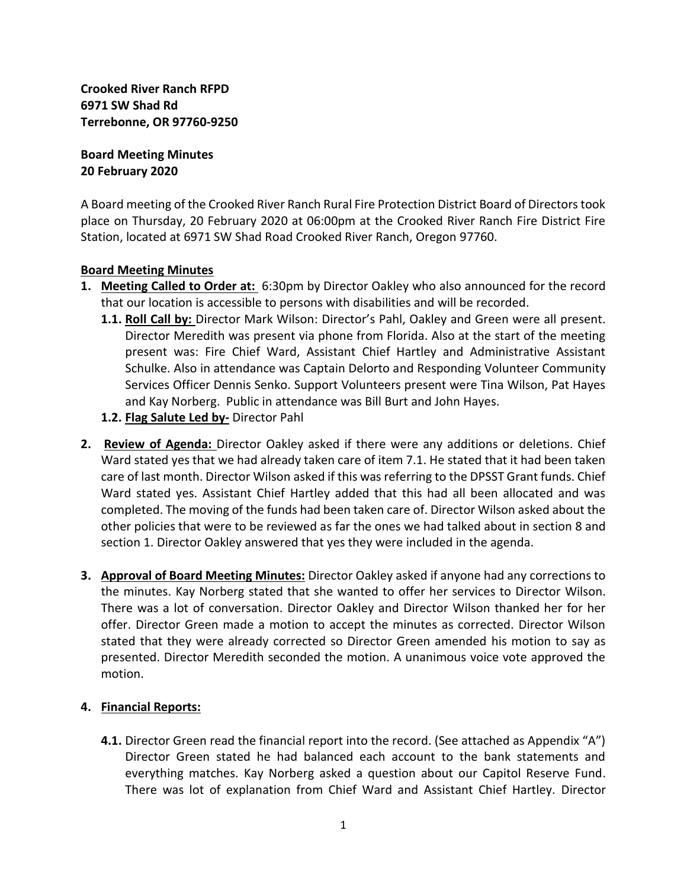**Crooked River Ranch RFPD**
**6971 SW Shad Rd**
**Terrebonne, OR 97760-9250**

**Board Meeting Minutes**
**20 February 2020**

A Board meeting of the Crooked River Ranch Rural Fire Protection District Board of Directors took place on Thursday, 20 February 2020 at 06:00pm at the Crooked River Ranch Fire District Fire Station, located at 6971 SW Shad Road Crooked River Ranch, Oregon 97760.

## Board Meeting Minutes

1. **Meeting Called to Order at:** 6:30pm by Director Oakley who also announced for the record that our location is accessible to persons with disabilities and will be recorded.
   - **1.1. Roll Call by:** Director Mark Wilson: Director's Pahl, Oakley and Green were all present. Director Meredith was present via phone from Florida. Also at the start of the meeting present was: Fire Chief Ward, Assistant Chief Hartley and Administrative Assistant Schulke. Also in attendance was Captain Delorto and Responding Volunteer Community Services Officer Dennis Senko. Support Volunteers present were Tina Wilson, Pat Hayes and Kay Norberg. Public in attendance was Bill Burt and John Hayes.
   - **1.2. Flag Salute Led by-** Director Pahl

2. **Review of Agenda:** Director Oakley asked if there were any additions or deletions. Chief Ward stated yes that we had already taken care of item 7.1. He stated that it had been taken care of last month. Director Wilson asked if this was referring to the DPSST Grant funds. Chief Ward stated yes. Assistant Chief Hartley added that this had all been allocated and was completed. The moving of the funds had been taken care of. Director Wilson asked about the other policies that were to be reviewed as far the ones we had talked about in section 8 and section 1. Director Oakley answered that yes they were included in the agenda.

3. **Approval of Board Meeting Minutes:** Director Oakley asked if anyone had any corrections to the minutes. Kay Norberg stated that she wanted to offer her services to Director Wilson. There was a lot of conversation. Director Oakley and Director Wilson thanked her for her offer. Director Green made a motion to accept the minutes as corrected. Director Wilson stated that they were already corrected so Director Green amended his motion to say as presented. Director Meredith seconded the motion. A unanimous voice vote approved the motion.

4. **Financial Reports:**
   - **4.1.** Director Green read the financial report into the record. (See attached as Appendix "A") Director Green stated he had balanced each account to the bank statements and everything matches. Kay Norberg asked a question about our Capitol Reserve Fund. There was lot of explanation from Chief Ward and Assistant Chief Hartley. Director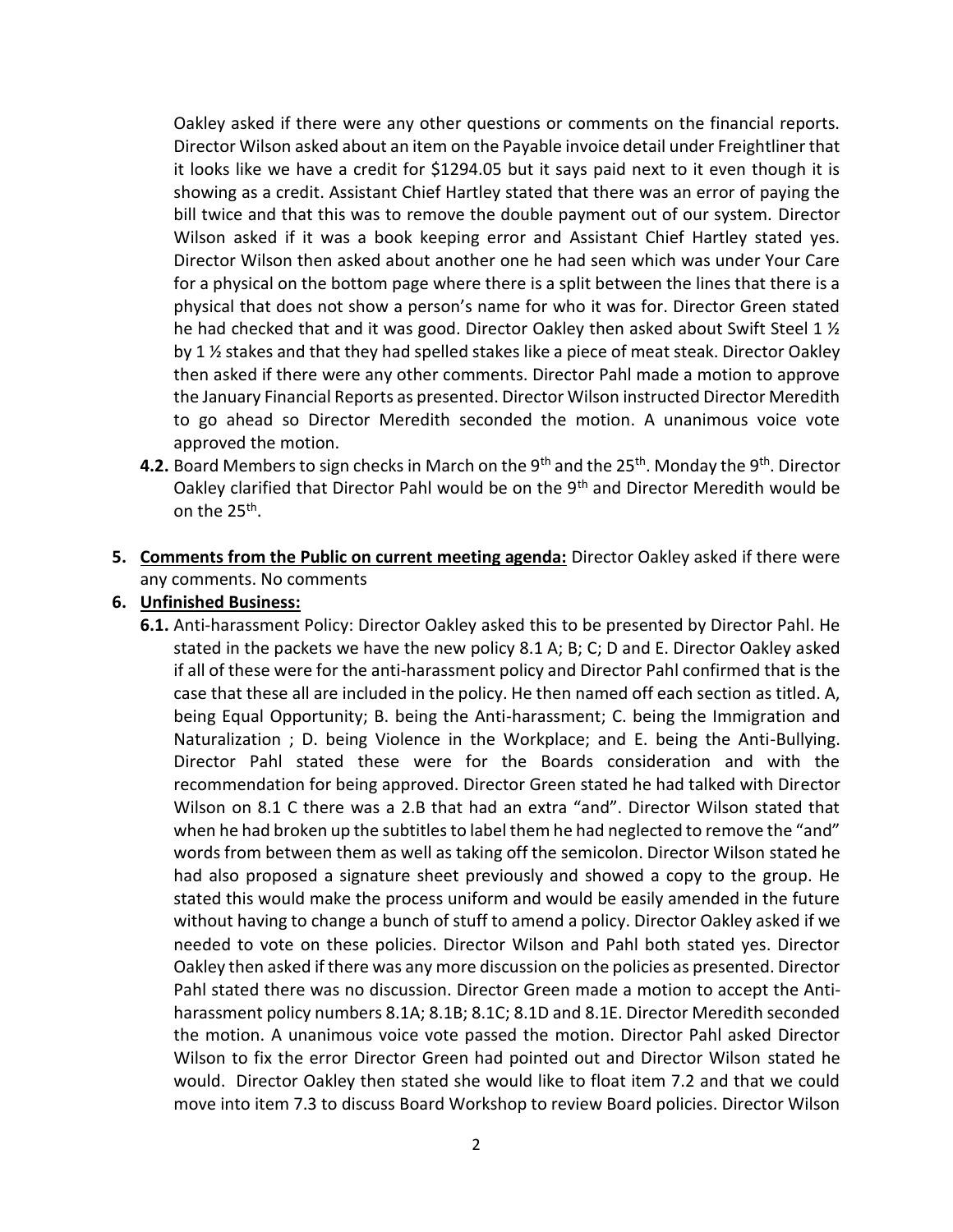Oakley asked if there were any other questions or comments on the financial reports. Director Wilson asked about an item on the Payable invoice detail under Freightliner that it looks like we have a credit for $1294.05 but it says paid next to it even though it is showing as a credit. Assistant Chief Hartley stated that there was an error of paying the bill twice and that this was to remove the double payment out of our system. Director Wilson asked if it was a book keeping error and Assistant Chief Hartley stated yes. Director Wilson then asked about another one he had seen which was under Your Care for a physical on the bottom page where there is a split between the lines that there is a physical that does not show a person's name for who it was for. Director Green stated he had checked that and it was good. Director Oakley then asked about Swift Steel 1 ½ by 1 ½ stakes and that they had spelled stakes like a piece of meat steak. Director Oakley then asked if there were any other comments. Director Pahl made a motion to approve the January Financial Reports as presented. Director Wilson instructed Director Meredith to go ahead so Director Meredith seconded the motion. A unanimous voice vote approved the motion.

**4.2.** Board Members to sign checks in March on the 9th and the 25th. Monday the 9th. Director Oakley clarified that Director Pahl would be on the 9th and Director Meredith would be on the 25th.

5. **Comments from the Public on current meeting agenda:** Director Oakley asked if there were any comments. No comments

6. **Unfinished Business:**

**6.1.** Anti-harassment Policy: Director Oakley asked this to be presented by Director Pahl. He stated in the packets we have the new policy 8.1 A; B; C; D and E. Director Oakley asked if all of these were for the anti-harassment policy and Director Pahl confirmed that is the case that these all are included in the policy. He then named off each section as titled. A, being Equal Opportunity; B. being the Anti-harassment; C. being the Immigration and Naturalization ; D. being Violence in the Workplace; and E. being the Anti-Bullying. Director Pahl stated these were for the Boards consideration and with the recommendation for being approved. Director Green stated he had talked with Director Wilson on 8.1 C there was a 2.B that had an extra "and". Director Wilson stated that when he had broken up the subtitles to label them he had neglected to remove the "and" words from between them as well as taking off the semicolon. Director Wilson stated he had also proposed a signature sheet previously and showed a copy to the group. He stated this would make the process uniform and would be easily amended in the future without having to change a bunch of stuff to amend a policy. Director Oakley asked if we needed to vote on these policies. Director Wilson and Pahl both stated yes. Director Oakley then asked if there was any more discussion on the policies as presented. Director Pahl stated there was no discussion. Director Green made a motion to accept the Anti-harassment policy numbers 8.1A; 8.1B; 8.1C; 8.1D and 8.1E. Director Meredith seconded the motion. A unanimous voice vote passed the motion. Director Pahl asked Director Wilson to fix the error Director Green had pointed out and Director Wilson stated he would. Director Oakley then stated she would like to float item 7.2 and that we could move into item 7.3 to discuss Board Workshop to review Board policies. Director Wilson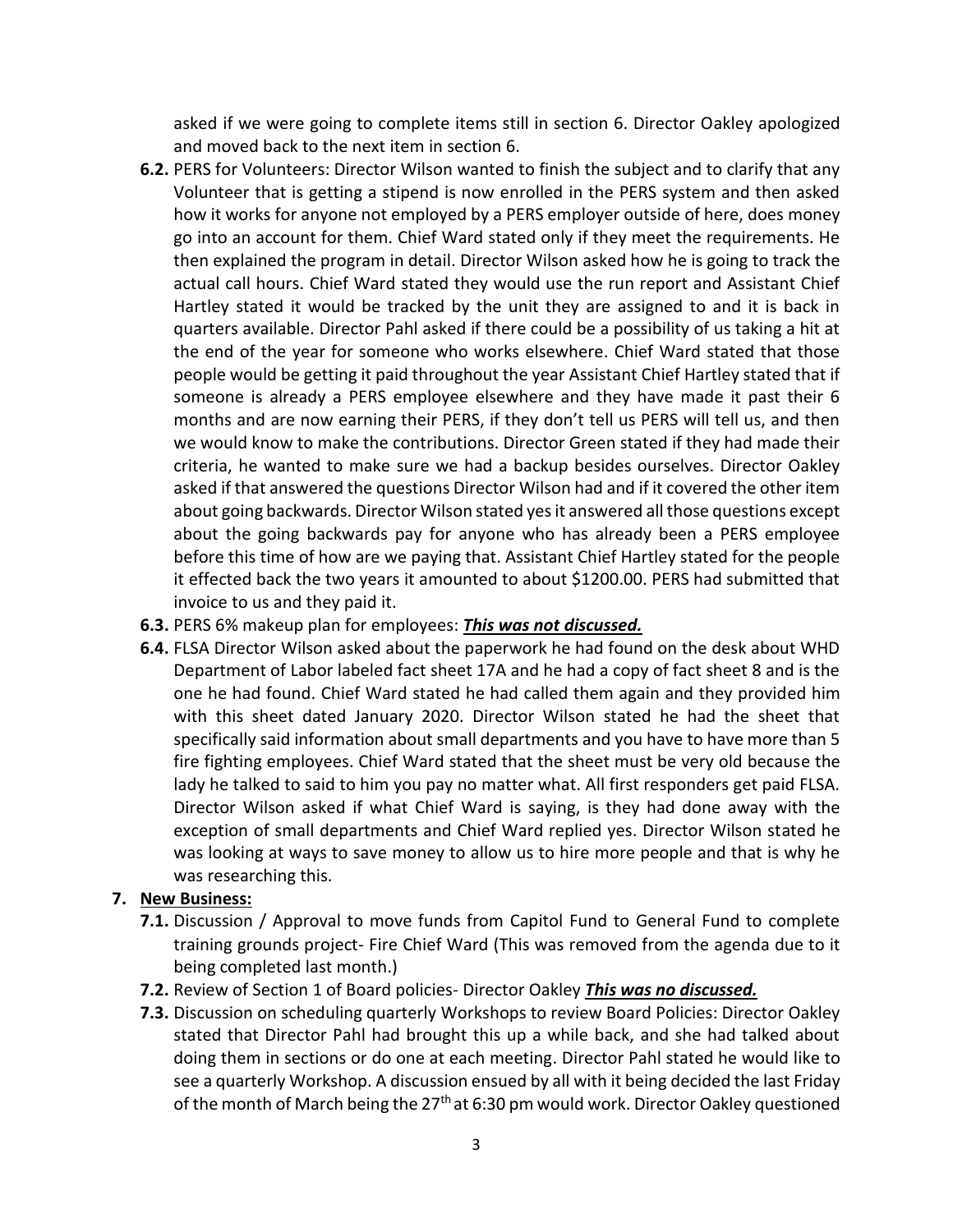asked if we were going to complete items still in section 6. Director Oakley apologized and moved back to the next item in section 6.

- **6.2.** PERS for Volunteers: Director Wilson wanted to finish the subject and to clarify that any Volunteer that is getting a stipend is now enrolled in the PERS system and then asked how it works for anyone not employed by a PERS employer outside of here, does money go into an account for them. Chief Ward stated only if they meet the requirements. He then explained the program in detail. Director Wilson asked how he is going to track the actual call hours. Chief Ward stated they would use the run report and Assistant Chief Hartley stated it would be tracked by the unit they are assigned to and it is back in quarters available. Director Pahl asked if there could be a possibility of us taking a hit at the end of the year for someone who works elsewhere. Chief Ward stated that those people would be getting it paid throughout the year Assistant Chief Hartley stated that if someone is already a PERS employee elsewhere and they have made it past their 6 months and are now earning their PERS, if they don't tell us PERS will tell us, and then we would know to make the contributions. Director Green stated if they had made their criteria, he wanted to make sure we had a backup besides ourselves. Director Oakley asked if that answered the questions Director Wilson had and if it covered the other item about going backwards. Director Wilson stated yes it answered all those questions except about the going backwards pay for anyone who has already been a PERS employee before this time of how are we paying that. Assistant Chief Hartley stated for the people it effected back the two years it amounted to about $1200.00. PERS had submitted that invoice to us and they paid it.
- **6.3.** PERS 6% makeup plan for employees: ***This was not discussed.***
- **6.4.** FLSA Director Wilson asked about the paperwork he had found on the desk about WHD Department of Labor labeled fact sheet 17A and he had a copy of fact sheet 8 and is the one he had found. Chief Ward stated he had called them again and they provided him with this sheet dated January 2020. Director Wilson stated he had the sheet that specifically said information about small departments and you have to have more than 5 fire fighting employees. Chief Ward stated that the sheet must be very old because the lady he talked to said to him you pay no matter what. All first responders get paid FLSA. Director Wilson asked if what Chief Ward is saying, is they had done away with the exception of small departments and Chief Ward replied yes. Director Wilson stated he was looking at ways to save money to allow us to hire more people and that is why he was researching this.

**7. New Business:**

- **7.1.** Discussion / Approval to move funds from Capitol Fund to General Fund to complete training grounds project- Fire Chief Ward (This was removed from the agenda due to it being completed last month.)
- **7.2.** Review of Section 1 of Board policies- Director Oakley ***This was no discussed.***
- **7.3.** Discussion on scheduling quarterly Workshops to review Board Policies: Director Oakley stated that Director Pahl had brought this up a while back, and she had talked about doing them in sections or do one at each meeting. Director Pahl stated he would like to see a quarterly Workshop. A discussion ensued by all with it being decided the last Friday of the month of March being the 27th at 6:30 pm would work. Director Oakley questioned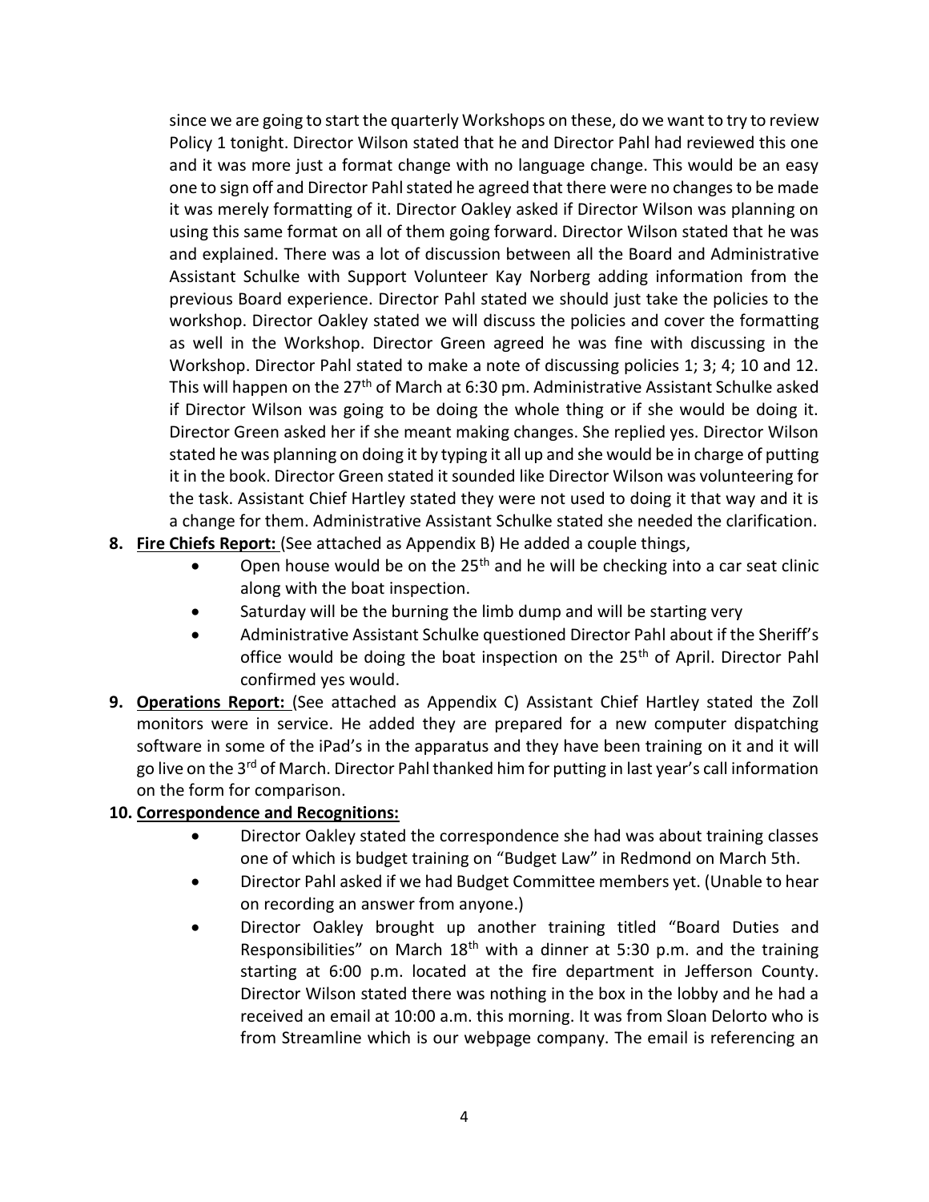since we are going to start the quarterly Workshops on these, do we want to try to review Policy 1 tonight. Director Wilson stated that he and Director Pahl had reviewed this one and it was more just a format change with no language change. This would be an easy one to sign off and Director Pahl stated he agreed that there were no changes to be made it was merely formatting of it. Director Oakley asked if Director Wilson was planning on using this same format on all of them going forward. Director Wilson stated that he was and explained. There was a lot of discussion between all the Board and Administrative Assistant Schulke with Support Volunteer Kay Norberg adding information from the previous Board experience. Director Pahl stated we should just take the policies to the workshop. Director Oakley stated we will discuss the policies and cover the formatting as well in the Workshop. Director Green agreed he was fine with discussing in the Workshop. Director Pahl stated to make a note of discussing policies 1; 3; 4; 10 and 12. This will happen on the 27th of March at 6:30 pm. Administrative Assistant Schulke asked if Director Wilson was going to be doing the whole thing or if she would be doing it. Director Green asked her if she meant making changes. She replied yes. Director Wilson stated he was planning on doing it by typing it all up and she would be in charge of putting it in the book. Director Green stated it sounded like Director Wilson was volunteering for the task. Assistant Chief Hartley stated they were not used to doing it that way and it is a change for them. Administrative Assistant Schulke stated she needed the clarification.

8. **Fire Chiefs Report:** (See attached as Appendix B) He added a couple things,
   - Open house would be on the 25th and he will be checking into a car seat clinic along with the boat inspection.
   - Saturday will be the burning the limb dump and will be starting very
   - Administrative Assistant Schulke questioned Director Pahl about if the Sheriff's office would be doing the boat inspection on the 25th of April. Director Pahl confirmed yes would.

9. **Operations Report:** (See attached as Appendix C) Assistant Chief Hartley stated the Zoll monitors were in service. He added they are prepared for a new computer dispatching software in some of the iPad's in the apparatus and they have been training on it and it will go live on the 3rd of March. Director Pahl thanked him for putting in last year's call information on the form for comparison.

10. **Correspondence and Recognitions:**
    - Director Oakley stated the correspondence she had was about training classes one of which is budget training on "Budget Law" in Redmond on March 5th.
    - Director Pahl asked if we had Budget Committee members yet. (Unable to hear on recording an answer from anyone.)
    - Director Oakley brought up another training titled "Board Duties and Responsibilities" on March 18th with a dinner at 5:30 p.m. and the training starting at 6:00 p.m. located at the fire department in Jefferson County. Director Wilson stated there was nothing in the box in the lobby and he had a received an email at 10:00 a.m. this morning. It was from Sloan Delorto who is from Streamline which is our webpage company. The email is referencing an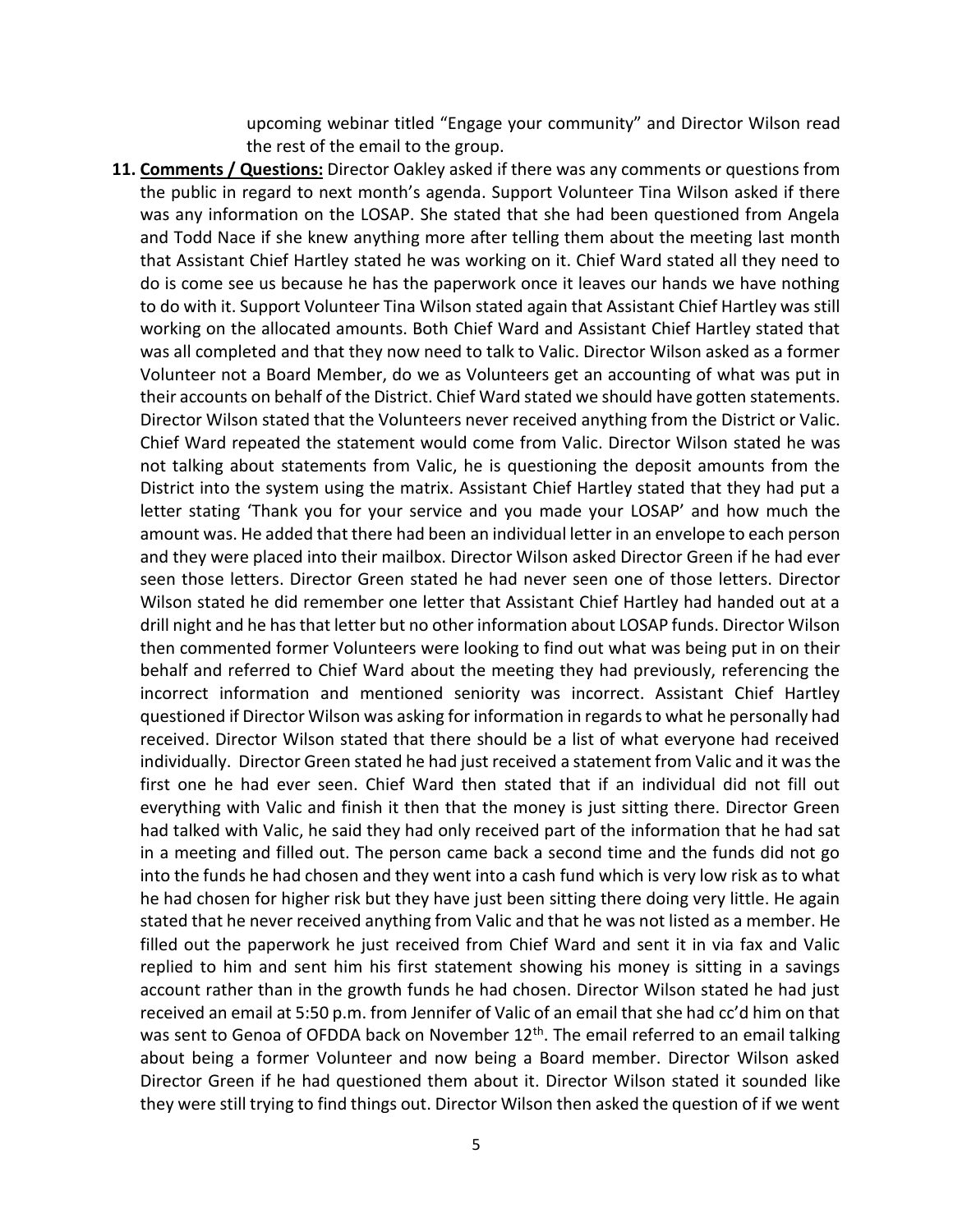upcoming webinar titled "Engage your community" and Director Wilson read the rest of the email to the group.

11. **Comments / Questions:** Director Oakley asked if there was any comments or questions from the public in regard to next month's agenda. Support Volunteer Tina Wilson asked if there was any information on the LOSAP. She stated that she had been questioned from Angela and Todd Nace if she knew anything more after telling them about the meeting last month that Assistant Chief Hartley stated he was working on it. Chief Ward stated all they need to do is come see us because he has the paperwork once it leaves our hands we have nothing to do with it. Support Volunteer Tina Wilson stated again that Assistant Chief Hartley was still working on the allocated amounts. Both Chief Ward and Assistant Chief Hartley stated that was all completed and that they now need to talk to Valic. Director Wilson asked as a former Volunteer not a Board Member, do we as Volunteers get an accounting of what was put in their accounts on behalf of the District. Chief Ward stated we should have gotten statements. Director Wilson stated that the Volunteers never received anything from the District or Valic. Chief Ward repeated the statement would come from Valic. Director Wilson stated he was not talking about statements from Valic, he is questioning the deposit amounts from the District into the system using the matrix. Assistant Chief Hartley stated that they had put a letter stating 'Thank you for your service and you made your LOSAP' and how much the amount was. He added that there had been an individual letter in an envelope to each person and they were placed into their mailbox. Director Wilson asked Director Green if he had ever seen those letters. Director Green stated he had never seen one of those letters. Director Wilson stated he did remember one letter that Assistant Chief Hartley had handed out at a drill night and he has that letter but no other information about LOSAP funds. Director Wilson then commented former Volunteers were looking to find out what was being put in on their behalf and referred to Chief Ward about the meeting they had previously, referencing the incorrect information and mentioned seniority was incorrect. Assistant Chief Hartley questioned if Director Wilson was asking for information in regards to what he personally had received. Director Wilson stated that there should be a list of what everyone had received individually. Director Green stated he had just received a statement from Valic and it was the first one he had ever seen. Chief Ward then stated that if an individual did not fill out everything with Valic and finish it then that the money is just sitting there. Director Green had talked with Valic, he said they had only received part of the information that he had sat in a meeting and filled out. The person came back a second time and the funds did not go into the funds he had chosen and they went into a cash fund which is very low risk as to what he had chosen for higher risk but they have just been sitting there doing very little. He again stated that he never received anything from Valic and that he was not listed as a member. He filled out the paperwork he just received from Chief Ward and sent it in via fax and Valic replied to him and sent him his first statement showing his money is sitting in a savings account rather than in the growth funds he had chosen. Director Wilson stated he had just received an email at 5:50 p.m. from Jennifer of Valic of an email that she had cc'd him on that was sent to Genoa of OFDDA back on November 12th. The email referred to an email talking about being a former Volunteer and now being a Board member. Director Wilson asked Director Green if he had questioned them about it. Director Wilson stated it sounded like they were still trying to find things out. Director Wilson then asked the question of if we went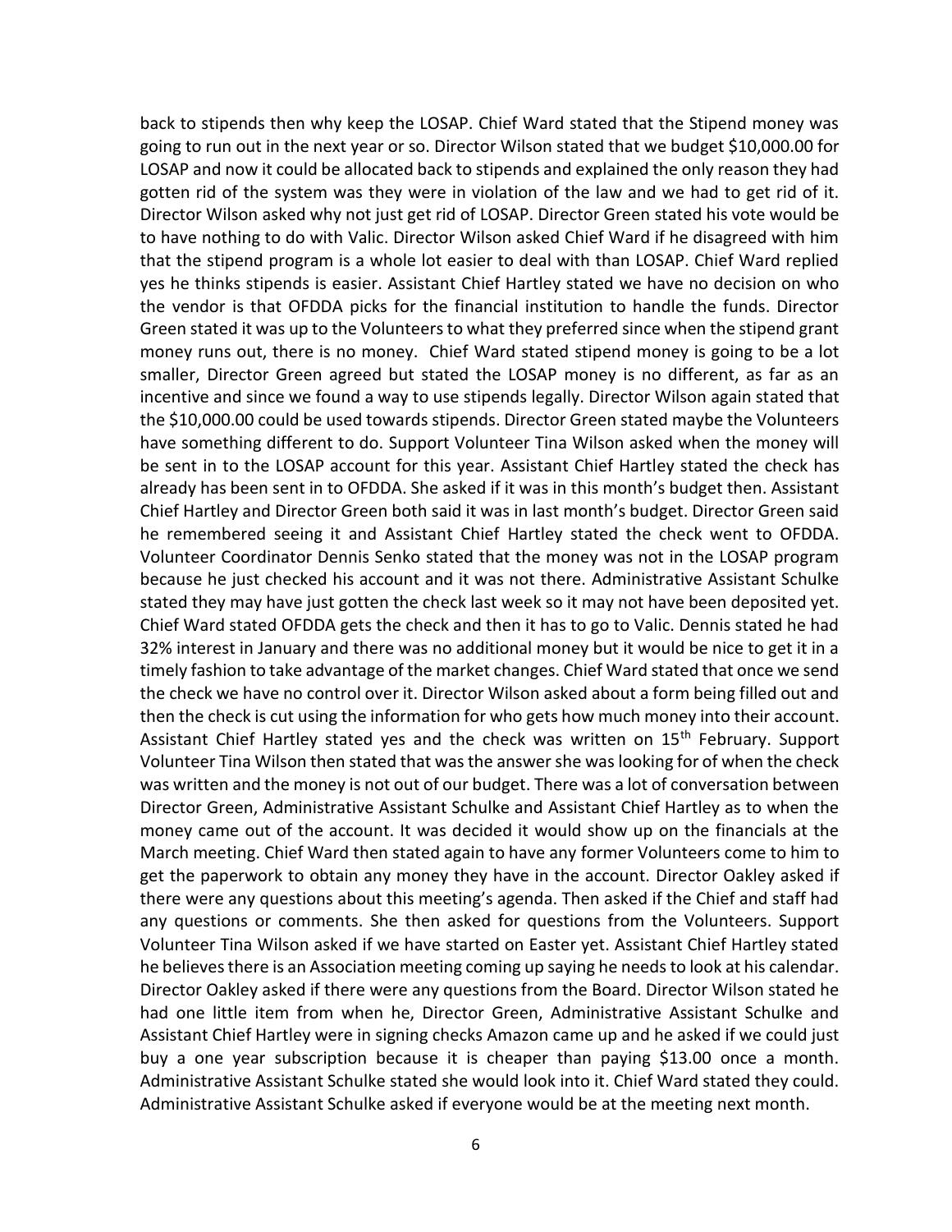back to stipends then why keep the LOSAP. Chief Ward stated that the Stipend money was going to run out in the next year or so. Director Wilson stated that we budget $10,000.00 for LOSAP and now it could be allocated back to stipends and explained the only reason they had gotten rid of the system was they were in violation of the law and we had to get rid of it. Director Wilson asked why not just get rid of LOSAP. Director Green stated his vote would be to have nothing to do with Valic. Director Wilson asked Chief Ward if he disagreed with him that the stipend program is a whole lot easier to deal with than LOSAP. Chief Ward replied yes he thinks stipends is easier. Assistant Chief Hartley stated we have no decision on who the vendor is that OFDDA picks for the financial institution to handle the funds. Director Green stated it was up to the Volunteers to what they preferred since when the stipend grant money runs out, there is no money. Chief Ward stated stipend money is going to be a lot smaller, Director Green agreed but stated the LOSAP money is no different, as far as an incentive and since we found a way to use stipends legally. Director Wilson again stated that the $10,000.00 could be used towards stipends. Director Green stated maybe the Volunteers have something different to do. Support Volunteer Tina Wilson asked when the money will be sent in to the LOSAP account for this year. Assistant Chief Hartley stated the check has already has been sent in to OFDDA. She asked if it was in this month's budget then. Assistant Chief Hartley and Director Green both said it was in last month's budget. Director Green said he remembered seeing it and Assistant Chief Hartley stated the check went to OFDDA. Volunteer Coordinator Dennis Senko stated that the money was not in the LOSAP program because he just checked his account and it was not there. Administrative Assistant Schulke stated they may have just gotten the check last week so it may not have been deposited yet. Chief Ward stated OFDDA gets the check and then it has to go to Valic. Dennis stated he had 32% interest in January and there was no additional money but it would be nice to get it in a timely fashion to take advantage of the market changes. Chief Ward stated that once we send the check we have no control over it. Director Wilson asked about a form being filled out and then the check is cut using the information for who gets how much money into their account. Assistant Chief Hartley stated yes and the check was written on 15th February. Support Volunteer Tina Wilson then stated that was the answer she was looking for of when the check was written and the money is not out of our budget. There was a lot of conversation between Director Green, Administrative Assistant Schulke and Assistant Chief Hartley as to when the money came out of the account. It was decided it would show up on the financials at the March meeting. Chief Ward then stated again to have any former Volunteers come to him to get the paperwork to obtain any money they have in the account. Director Oakley asked if there were any questions about this meeting's agenda. Then asked if the Chief and staff had any questions or comments. She then asked for questions from the Volunteers. Support Volunteer Tina Wilson asked if we have started on Easter yet. Assistant Chief Hartley stated he believes there is an Association meeting coming up saying he needs to look at his calendar. Director Oakley asked if there were any questions from the Board. Director Wilson stated he had one little item from when he, Director Green, Administrative Assistant Schulke and Assistant Chief Hartley were in signing checks Amazon came up and he asked if we could just buy a one year subscription because it is cheaper than paying $13.00 once a month. Administrative Assistant Schulke stated she would look into it. Chief Ward stated they could. Administrative Assistant Schulke asked if everyone would be at the meeting next month.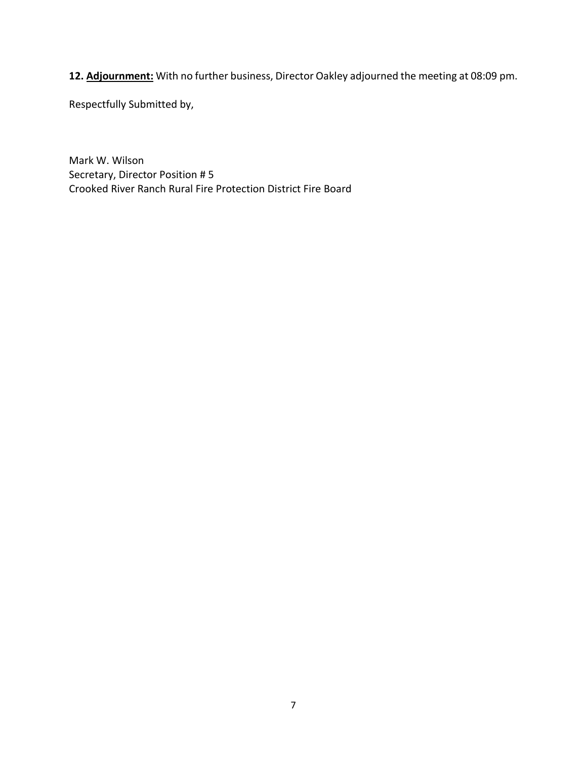**12. <u>Adjournment:</u>** With no further business, Director Oakley adjourned the meeting at 08:09 pm.

Respectfully Submitted by,

Mark W. Wilson
Secretary, Director Position # 5
Crooked River Ranch Rural Fire Protection District Fire Board